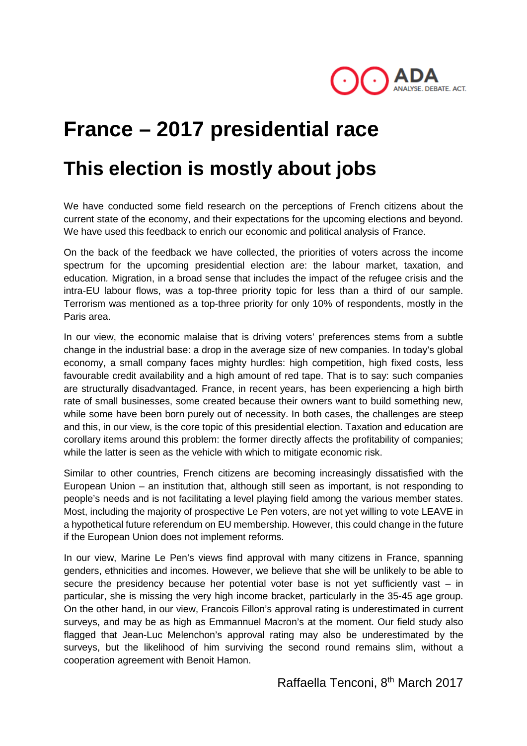ADA
ANALYSE. DEBATE. ACT.

# France – 2017 presidential race

# This election is mostly about jobs

We have conducted some field research on the perceptions of French citizens about the current state of the economy, and their expectations for the upcoming elections and beyond. We have used this feedback to enrich our economic and political analysis of France.

On the back of the feedback we have collected, the priorities of voters across the income spectrum for the upcoming presidential election are: the labour market, taxation, and education. Migration, in a broad sense that includes the impact of the refugee crisis and the intra-EU labour flows, was a top-three priority topic for less than a third of our sample. Terrorism was mentioned as a top-three priority for only 10% of respondents, mostly in the Paris area.

In our view, the economic malaise that is driving voters' preferences stems from a subtle change in the industrial base: a drop in the average size of new companies. In today's global economy, a small company faces mighty hurdles: high competition, high fixed costs, less favourable credit availability and a high amount of red tape. That is to say: such companies are structurally disadvantaged. France, in recent years, has been experiencing a high birth rate of small businesses, some created because their owners want to build something new, while some have been born purely out of necessity. In both cases, the challenges are steep and this, in our view, is the core topic of this presidential election. Taxation and education are corollary items around this problem: the former directly affects the profitability of companies; while the latter is seen as the vehicle with which to mitigate economic risk.

Similar to other countries, French citizens are becoming increasingly dissatisfied with the European Union – an institution that, although still seen as important, is not responding to people's needs and is not facilitating a level playing field among the various member states. Most, including the majority of prospective Le Pen voters, are not yet willing to vote LEAVE in a hypothetical future referendum on EU membership. However, this could change in the future if the European Union does not implement reforms.

In our view, Marine Le Pen's views find approval with many citizens in France, spanning genders, ethnicities and incomes. However, we believe that she will be unlikely to be able to secure the presidency because her potential voter base is not yet sufficiently vast – in particular, she is missing the very high income bracket, particularly in the 35-45 age group. On the other hand, in our view, Francois Fillon's approval rating is underestimated in current surveys, and may be as high as Emmannuel Macron's at the moment. Our field study also flagged that Jean-Luc Melenchon's approval rating may also be underestimated by the surveys, but the likelihood of him surviving the second round remains slim, without a cooperation agreement with Benoit Hamon.

Raffaella Tenconi, 8th March 2017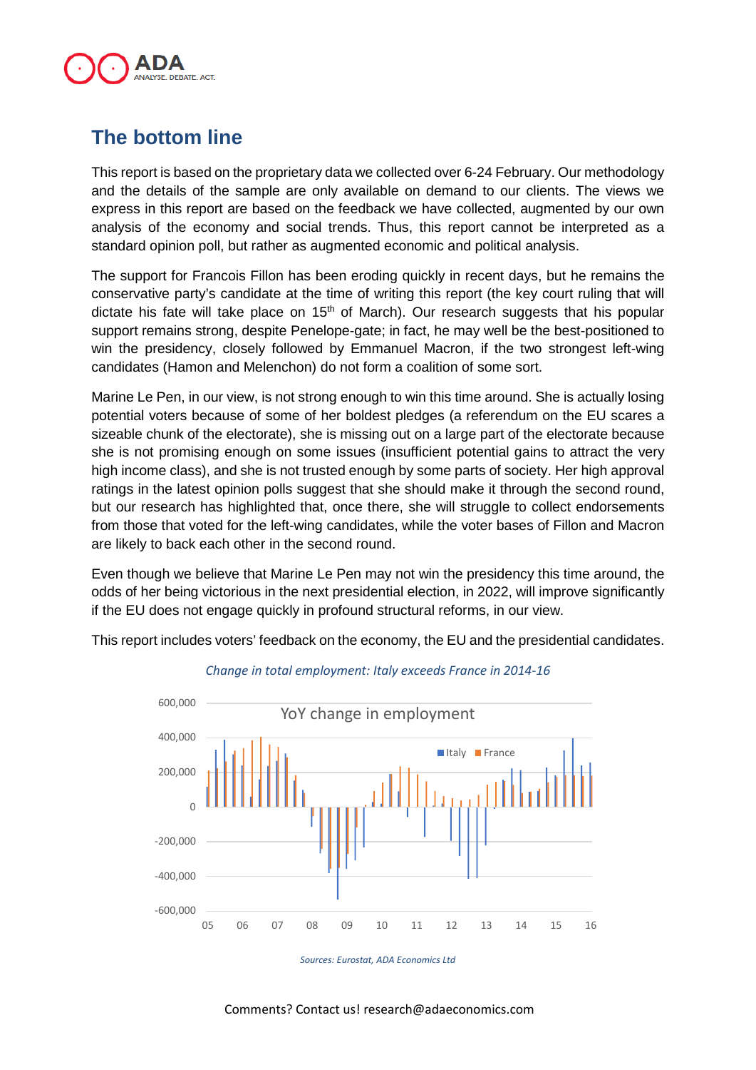## The bottom line

This report is based on the proprietary data we collected over 6-24 February. Our methodology and the details of the sample are only available on demand to our clients. The views we express in this report are based on the feedback we have collected, augmented by our own analysis of the economy and social trends. Thus, this report cannot be interpreted as a standard opinion poll, but rather as augmented economic and political analysis.

The support for Francois Fillon has been eroding quickly in recent days, but he remains the conservative party's candidate at the time of writing this report (the key court ruling that will dictate his fate will take place on 15th of March). Our research suggests that his popular support remains strong, despite Penelope-gate; in fact, he may well be the best-positioned to win the presidency, closely followed by Emmanuel Macron, if the two strongest left-wing candidates (Hamon and Melenchon) do not form a coalition of some sort.

Marine Le Pen, in our view, is not strong enough to win this time around. She is actually losing potential voters because of some of her boldest pledges (a referendum on the EU scares a sizeable chunk of the electorate), she is missing out on a large part of the electorate because she is not promising enough on some issues (insufficient potential gains to attract the very high income class), and she is not trusted enough by some parts of society. Her high approval ratings in the latest opinion polls suggest that she should make it through the second round, but our research has highlighted that, once there, she will struggle to collect endorsements from those that voted for the left-wing candidates, while the voter bases of Fillon and Macron are likely to back each other in the second round.

Even though we believe that Marine Le Pen may not win the presidency this time around, the odds of her being victorious in the next presidential election, in 2022, will improve significantly if the EU does not engage quickly in profound structural reforms, in our view.

This report includes voters' feedback on the economy, the EU and the presidential candidates.

*Change in total employment: Italy exceeds France in 2014-16*

YoY change in employment

Italy
France

600,000
400,000
200,000
0
-200,000
-400,000
-600,000

05 06 07 08 09 10 11 12 13 14 15 16

*Sources: Eurostat, ADA Economics Ltd*

Comments? Contact us! research@adaeconomics.com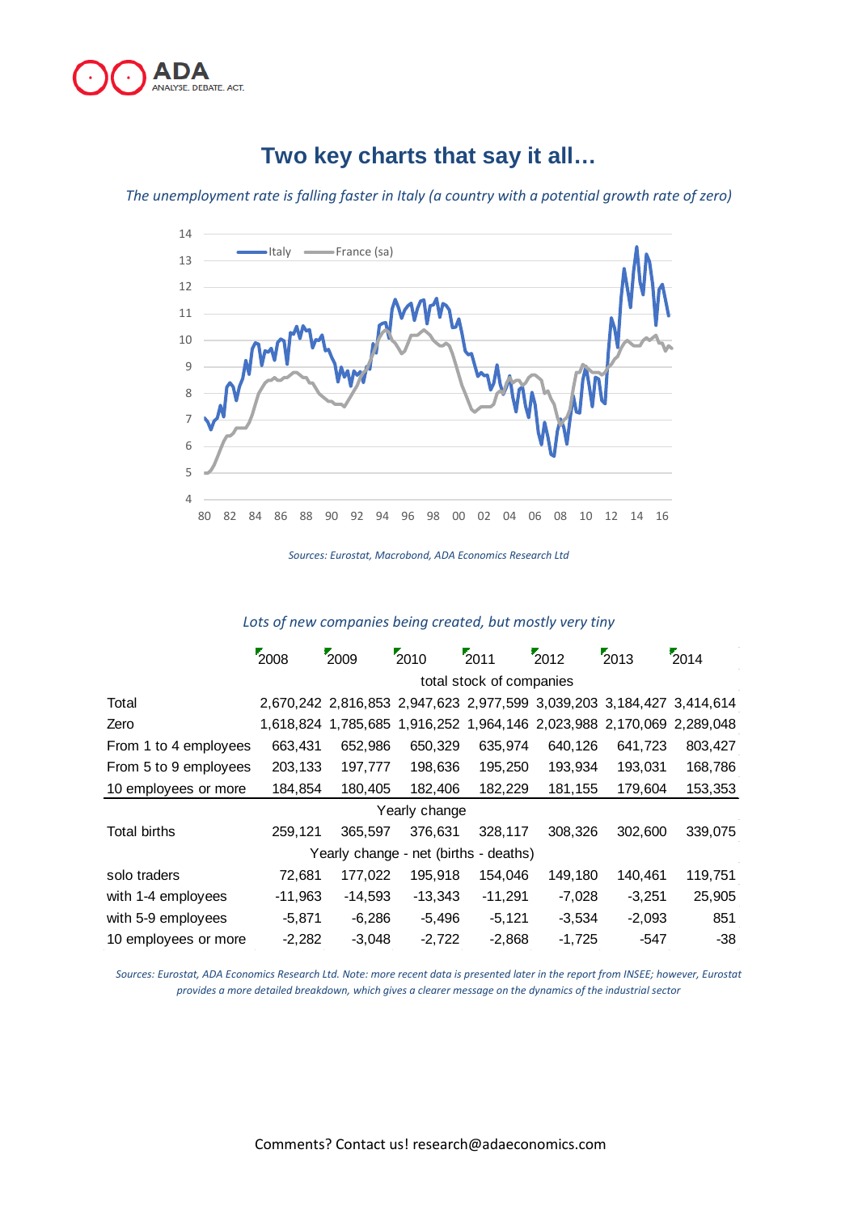# Two key charts that say it all…

*The unemployment rate is falling faster in Italy (a country with a potential growth rate of zero)*

14
13
12
11
10
9
8
7
6
5
4

Italy
France (sa)

80 82 84 86 88 90 92 94 96 98 00 02 04 06 08 10 12 14 16

*Sources: Eurostat, Macrobond, ADA Economics Research Ltd*

*Lots of new companies being created, but mostly very tiny*

| | 2008 | 2009 | 2010 | 2011 | 2012 | 2013 | 2014 |
|---|---|---|---|---|---|---|---|
| | total stock of companies | | | | | | |
| Total | 2,670,242 | 2,816,853 | 2,947,623 | 2,977,599 | 3,039,203 | 3,184,427 | 3,414,614 |
| Zero | 1,618,824 | 1,785,685 | 1,916,252 | 1,964,146 | 2,023,988 | 2,170,069 | 2,289,048 |
| From 1 to 4 employees | 663,431 | 652,986 | 650,329 | 635,974 | 640,126 | 641,723 | 803,427 |
| From 5 to 9 employees | 203,133 | 197,777 | 198,636 | 195,250 | 193,934 | 193,031 | 168,786 |
| 10 employees or more | 184,854 | 180,405 | 182,406 | 182,229 | 181,155 | 179,604 | 153,353 |
| | Yearly change | | | | | | |
| Total births | 259,121 | 365,597 | 376,631 | 328,117 | 308,326 | 302,600 | 339,075 |
| | Yearly change - net (births - deaths) | | | | | | |
| solo traders | 72,681 | 177,022 | 195,918 | 154,046 | 149,180 | 140,461 | 119,751 |
| with 1-4 employees | -11,963 | -14,593 | -13,343 | -11,291 | -7,028 | -3,251 | 25,905 |
| with 5-9 employees | -5,871 | -6,286 | -5,496 | -5,121 | -3,534 | -2,093 | 851 |
| 10 employees or more | -2,282 | -3,048 | -2,722 | -2,868 | -1,725 | -547 | -38 |

*Sources: Eurostat, ADA Economics Research Ltd. Note: more recent data is presented later in the report from INSEE; however, Eurostat provides a more detailed breakdown, which gives a clearer message on the dynamics of the industrial sector*

Comments? Contact us! research@adaeconomics.com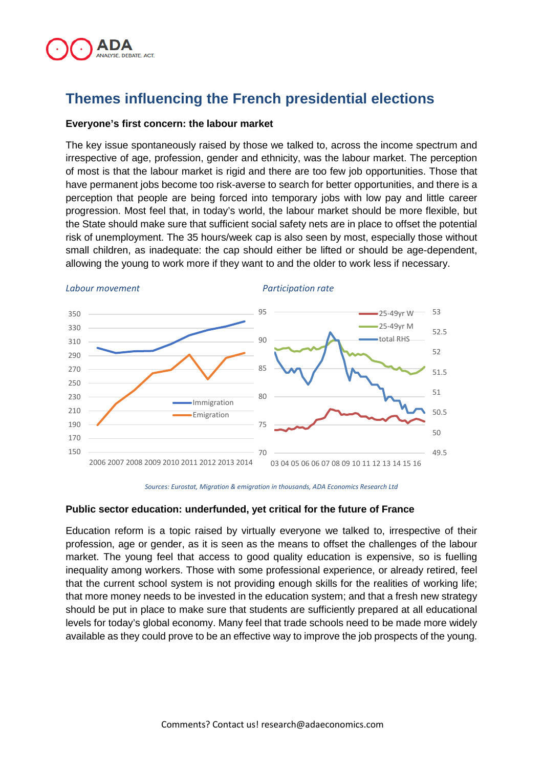# Themes influencing the French presidential elections

### Everyone's first concern: the labour market

The key issue spontaneously raised by those we talked to, across the income spectrum and irrespective of age, profession, gender and ethnicity, was the labour market. The perception of most is that the labour market is rigid and there are too few job opportunities. Those that have permanent jobs become too risk-averse to search for better opportunities, and there is a perception that people are being forced into temporary jobs with low pay and little career progression. Most feel that, in today's world, the labour market should be more flexible, but the State should make sure that sufficient social safety nets are in place to offset the potential risk of unemployment. The 35 hours/week cap is also seen by most, especially those without small children, as inadequate: the cap should either be lifted or should be age-dependent, allowing the young to work more if they want to and the older to work less if necessary.

*Labour movement*

350
330
310
290
270
250
230
210
190
170
150

2006 2007 2008 2009 2010 2011 2012 2013 2014

Immigration
Emigration

*Participation rate*

95
90
85
80
75
70

53
52.5
52
51.5
51
50.5
50
49.5

03 04 05 06 06 07 08 09 10 11 12 13 14 15 16

25-49yr W
25-49yr M
total RHS

*Sources: Eurostat, Migration & emigration in thousands, ADA Economics Research Ltd*

### Public sector education: underfunded, yet critical for the future of France

Education reform is a topic raised by virtually everyone we talked to, irrespective of their profession, age or gender, as it is seen as the means to offset the challenges of the labour market. The young feel that access to good quality education is expensive, so is fuelling inequality among workers. Those with some professional experience, or already retired, feel that the current school system is not providing enough skills for the realities of working life; that more money needs to be invested in the education system; and that a fresh new strategy should be put in place to make sure that students are sufficiently prepared at all educational levels for today's global economy. Many feel that trade schools need to be made more widely available as they could prove to be an effective way to improve the job prospects of the young.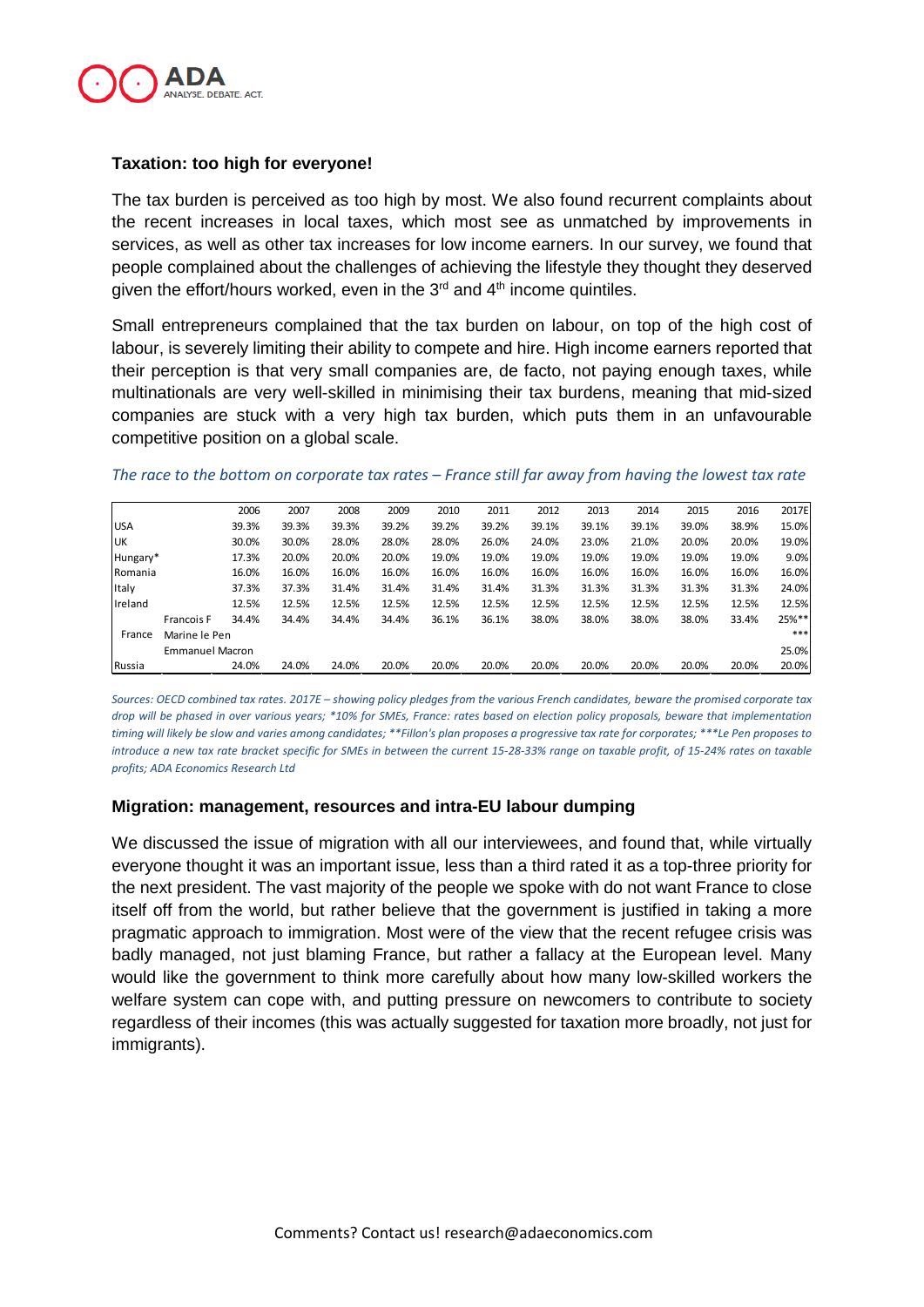### Taxation: too high for everyone!

The tax burden is perceived as too high by most. We also found recurrent complaints about the recent increases in local taxes, which most see as unmatched by improvements in services, as well as other tax increases for low income earners. In our survey, we found that people complained about the challenges of achieving the lifestyle they thought they deserved given the effort/hours worked, even in the 3rd and 4th income quintiles.

Small entrepreneurs complained that the tax burden on labour, on top of the high cost of labour, is severely limiting their ability to compete and hire. High income earners reported that their perception is that very small companies are, de facto, not paying enough taxes, while multinationals are very well-skilled in minimising their tax burdens, meaning that mid-sized companies are stuck with a very high tax burden, which puts them in an unfavourable competitive position on a global scale.

*The race to the bottom on corporate tax rates – France still far away from having the lowest tax rate*

| | | 2006 | 2007 | 2008 | 2009 | 2010 | 2011 | 2012 | 2013 | 2014 | 2015 | 2016 | 2017E |
|---|---|---|---|---|---|---|---|---|---|---|---|---|---|
| USA | | 39.3% | 39.3% | 39.3% | 39.2% | 39.2% | 39.2% | 39.1% | 39.1% | 39.1% | 39.0% | 38.9% | 15.0% |
| UK | | 30.0% | 30.0% | 28.0% | 28.0% | 28.0% | 26.0% | 24.0% | 23.0% | 21.0% | 20.0% | 20.0% | 19.0% |
| Hungary* | | 17.3% | 20.0% | 20.0% | 20.0% | 19.0% | 19.0% | 19.0% | 19.0% | 19.0% | 19.0% | 19.0% | 9.0% |
| Romania | | 16.0% | 16.0% | 16.0% | 16.0% | 16.0% | 16.0% | 16.0% | 16.0% | 16.0% | 16.0% | 16.0% | 16.0% |
| Italy | | 37.3% | 37.3% | 31.4% | 31.4% | 31.4% | 31.4% | 31.3% | 31.3% | 31.3% | 31.3% | 31.3% | 24.0% |
| Ireland | | 12.5% | 12.5% | 12.5% | 12.5% | 12.5% | 12.5% | 12.5% | 12.5% | 12.5% | 12.5% | 12.5% | 12.5% |
| France | Francois F | 34.4% | 34.4% | 34.4% | 34.4% | 36.1% | 36.1% | 38.0% | 38.0% | 38.0% | 38.0% | 33.4% | 25%** |
| | Marine le Pen | | | | | | | | | | | | *** |
| | Emmanuel Macron | | | | | | | | | | | | 25.0% |
| Russia | | 24.0% | 24.0% | 24.0% | 20.0% | 20.0% | 20.0% | 20.0% | 20.0% | 20.0% | 20.0% | 20.0% | 20.0% |

*Sources: OECD combined tax rates. 2017E – showing policy pledges from the various French candidates, beware the promised corporate tax drop will be phased in over various years; *10% for SMEs, France: rates based on election policy proposals, beware that implementation timing will likely be slow and varies among candidates; **Fillon's plan proposes a progressive tax rate for corporates; ***Le Pen proposes to introduce a new tax rate bracket specific for SMEs in between the current 15-28-33% range on taxable profit, of 15-24% rates on taxable profits; ADA Economics Research Ltd*

### Migration: management, resources and intra-EU labour dumping

We discussed the issue of migration with all our interviewees, and found that, while virtually everyone thought it was an important issue, less than a third rated it as a top-three priority for the next president. The vast majority of the people we spoke with do not want France to close itself off from the world, but rather believe that the government is justified in taking a more pragmatic approach to immigration. Most were of the view that the recent refugee crisis was badly managed, not just blaming France, but rather a fallacy at the European level. Many would like the government to think more carefully about how many low-skilled workers the welfare system can cope with, and putting pressure on newcomers to contribute to society regardless of their incomes (this was actually suggested for taxation more broadly, not just for immigrants).

Comments? Contact us! research@adaeconomics.com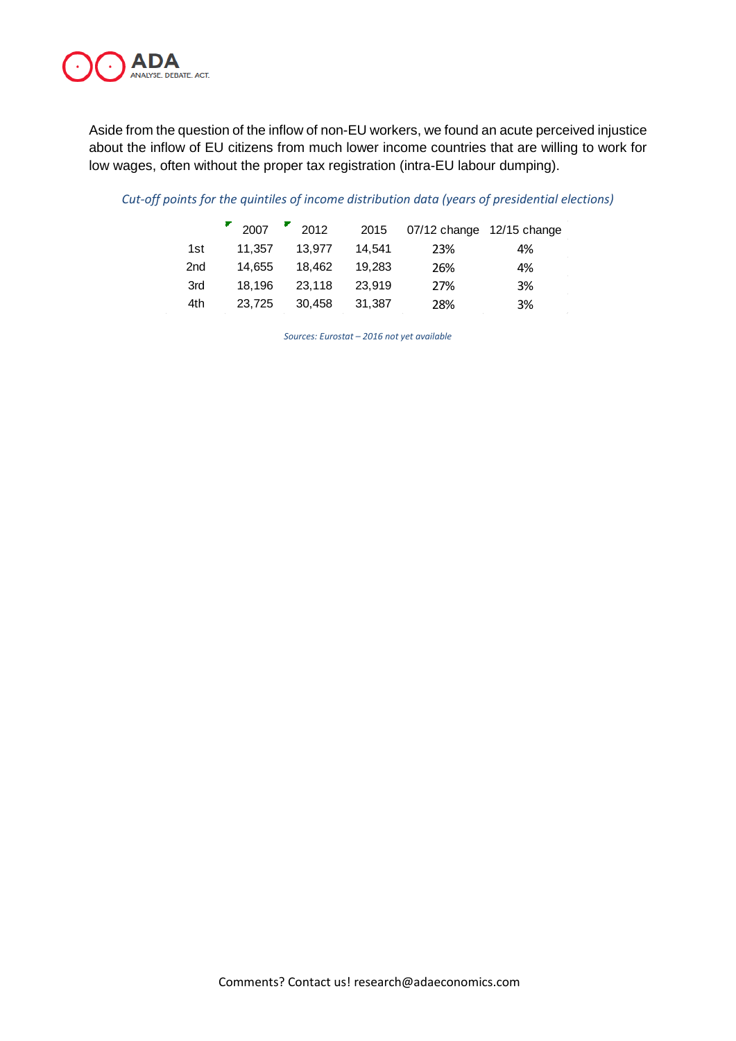Aside from the question of the inflow of non-EU workers, we found an acute perceived injustice about the inflow of EU citizens from much lower income countries that are willing to work for low wages, often without the proper tax registration (intra-EU labour dumping).

*Cut-off points for the quintiles of income distribution data (years of presidential elections)*

| | 2007 | 2012 | 2015 | 07/12 change | 12/15 change |
|---|---|---|---|---|---|
| 1st | 11,357 | 13,977 | 14,541 | 23% | 4% |
| 2nd | 14,655 | 18,462 | 19,283 | 26% | 4% |
| 3rd | 18,196 | 23,118 | 23,919 | 27% | 3% |
| 4th | 23,725 | 30,458 | 31,387 | 28% | 3% |

*Sources: Eurostat – 2016 not yet available*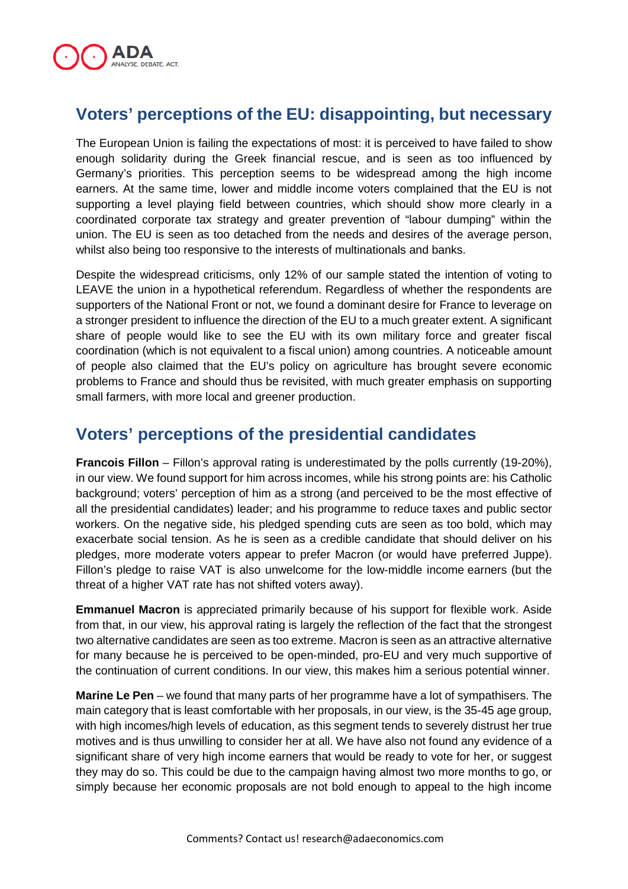## Voters' perceptions of the EU: disappointing, but necessary

The European Union is failing the expectations of most: it is perceived to have failed to show enough solidarity during the Greek financial rescue, and is seen as too influenced by Germany's priorities. This perception seems to be widespread among the high income earners. At the same time, lower and middle income voters complained that the EU is not supporting a level playing field between countries, which should show more clearly in a coordinated corporate tax strategy and greater prevention of "labour dumping" within the union. The EU is seen as too detached from the needs and desires of the average person, whilst also being too responsive to the interests of multinationals and banks.

Despite the widespread criticisms, only 12% of our sample stated the intention of voting to LEAVE the union in a hypothetical referendum. Regardless of whether the respondents are supporters of the National Front or not, we found a dominant desire for France to leverage on a stronger president to influence the direction of the EU to a much greater extent. A significant share of people would like to see the EU with its own military force and greater fiscal coordination (which is not equivalent to a fiscal union) among countries. A noticeable amount of people also claimed that the EU's policy on agriculture has brought severe economic problems to France and should thus be revisited, with much greater emphasis on supporting small farmers, with more local and greener production.

## Voters' perceptions of the presidential candidates

**Francois Fillon** – Fillon's approval rating is underestimated by the polls currently (19-20%), in our view. We found support for him across incomes, while his strong points are: his Catholic background; voters' perception of him as a strong (and perceived to be the most effective of all the presidential candidates) leader; and his programme to reduce taxes and public sector workers. On the negative side, his pledged spending cuts are seen as too bold, which may exacerbate social tension. As he is seen as a credible candidate that should deliver on his pledges, more moderate voters appear to prefer Macron (or would have preferred Juppe). Fillon's pledge to raise VAT is also unwelcome for the low-middle income earners (but the threat of a higher VAT rate has not shifted voters away).

**Emmanuel Macron** is appreciated primarily because of his support for flexible work. Aside from that, in our view, his approval rating is largely the reflection of the fact that the strongest two alternative candidates are seen as too extreme. Macron is seen as an attractive alternative for many because he is perceived to be open-minded, pro-EU and very much supportive of the continuation of current conditions. In our view, this makes him a serious potential winner.

**Marine Le Pen** – we found that many parts of her programme have a lot of sympathisers. The main category that is least comfortable with her proposals, in our view, is the 35-45 age group, with high incomes/high levels of education, as this segment tends to severely distrust her true motives and is thus unwilling to consider her at all. We have also not found any evidence of a significant share of very high income earners that would be ready to vote for her, or suggest they may do so. This could be due to the campaign having almost two more months to go, or simply because her economic proposals are not bold enough to appeal to the high income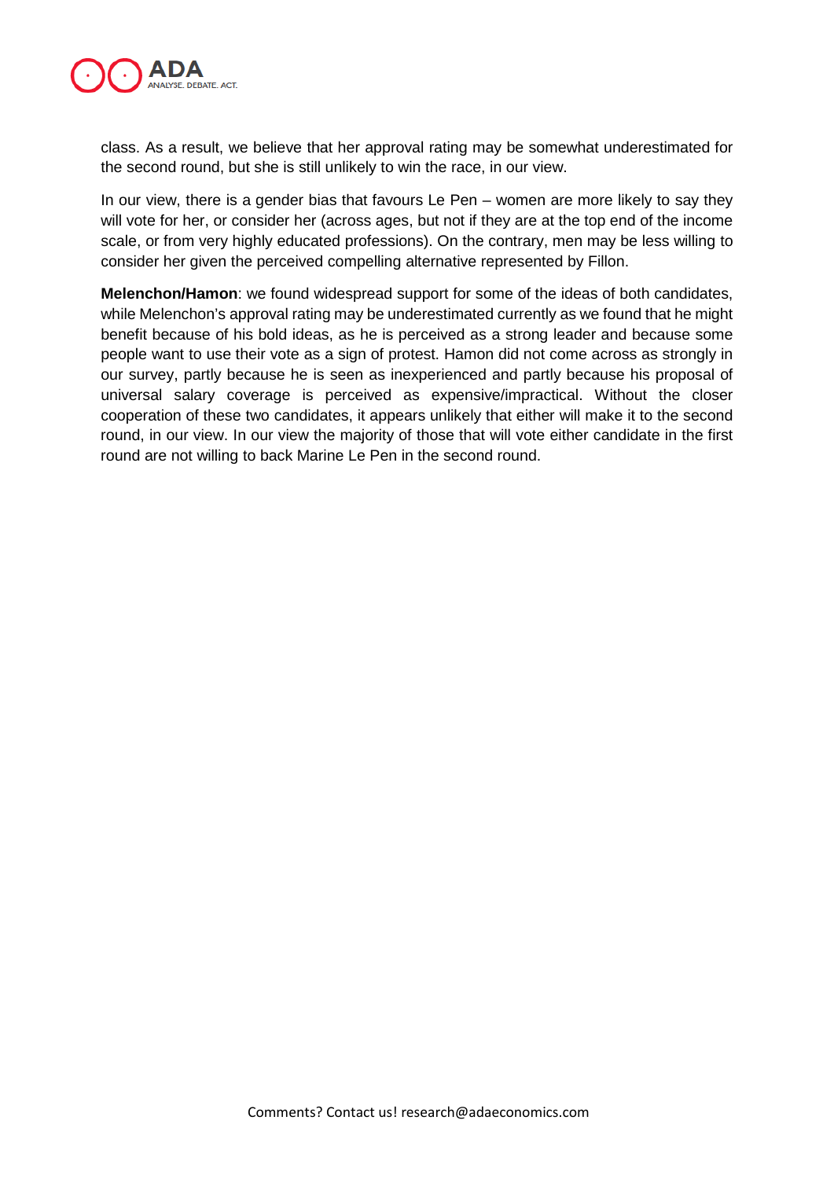class. As a result, we believe that her approval rating may be somewhat underestimated for the second round, but she is still unlikely to win the race, in our view.

In our view, there is a gender bias that favours Le Pen – women are more likely to say they will vote for her, or consider her (across ages, but not if they are at the top end of the income scale, or from very highly educated professions). On the contrary, men may be less willing to consider her given the perceived compelling alternative represented by Fillon.

**Melenchon/Hamon**: we found widespread support for some of the ideas of both candidates, while Melenchon's approval rating may be underestimated currently as we found that he might benefit because of his bold ideas, as he is perceived as a strong leader and because some people want to use their vote as a sign of protest. Hamon did not come across as strongly in our survey, partly because he is seen as inexperienced and partly because his proposal of universal salary coverage is perceived as expensive/impractical. Without the closer cooperation of these two candidates, it appears unlikely that either will make it to the second round, in our view. In our view the majority of those that will vote either candidate in the first round are not willing to back Marine Le Pen in the second round.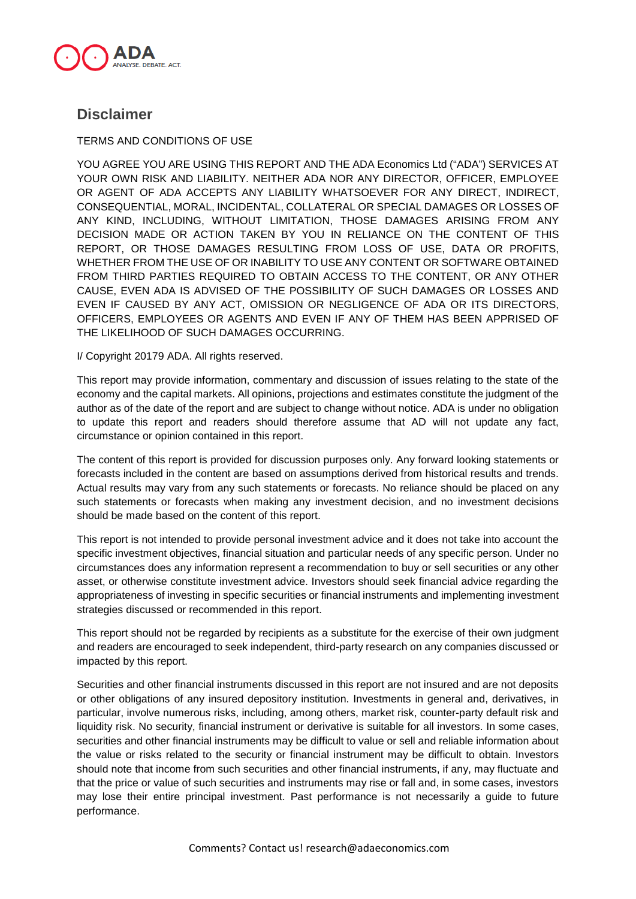# Disclaimer

TERMS AND CONDITIONS OF USE

YOU AGREE YOU ARE USING THIS REPORT AND THE ADA Economics Ltd ("ADA") SERVICES AT YOUR OWN RISK AND LIABILITY. NEITHER ADA NOR ANY DIRECTOR, OFFICER, EMPLOYEE OR AGENT OF ADA ACCEPTS ANY LIABILITY WHATSOEVER FOR ANY DIRECT, INDIRECT, CONSEQUENTIAL, MORAL, INCIDENTAL, COLLATERAL OR SPECIAL DAMAGES OR LOSSES OF ANY KIND, INCLUDING, WITHOUT LIMITATION, THOSE DAMAGES ARISING FROM ANY DECISION MADE OR ACTION TAKEN BY YOU IN RELIANCE ON THE CONTENT OF THIS REPORT, OR THOSE DAMAGES RESULTING FROM LOSS OF USE, DATA OR PROFITS, WHETHER FROM THE USE OF OR INABILITY TO USE ANY CONTENT OR SOFTWARE OBTAINED FROM THIRD PARTIES REQUIRED TO OBTAIN ACCESS TO THE CONTENT, OR ANY OTHER CAUSE, EVEN ADA IS ADVISED OF THE POSSIBILITY OF SUCH DAMAGES OR LOSSES AND EVEN IF CAUSED BY ANY ACT, OMISSION OR NEGLIGENCE OF ADA OR ITS DIRECTORS, OFFICERS, EMPLOYEES OR AGENTS AND EVEN IF ANY OF THEM HAS BEEN APPRISED OF THE LIKELIHOOD OF SUCH DAMAGES OCCURRING.

I/ Copyright 20179 ADA. All rights reserved.

This report may provide information, commentary and discussion of issues relating to the state of the economy and the capital markets. All opinions, projections and estimates constitute the judgment of the author as of the date of the report and are subject to change without notice. ADA is under no obligation to update this report and readers should therefore assume that AD will not update any fact, circumstance or opinion contained in this report.

The content of this report is provided for discussion purposes only. Any forward looking statements or forecasts included in the content are based on assumptions derived from historical results and trends. Actual results may vary from any such statements or forecasts. No reliance should be placed on any such statements or forecasts when making any investment decision, and no investment decisions should be made based on the content of this report.

This report is not intended to provide personal investment advice and it does not take into account the specific investment objectives, financial situation and particular needs of any specific person. Under no circumstances does any information represent a recommendation to buy or sell securities or any other asset, or otherwise constitute investment advice. Investors should seek financial advice regarding the appropriateness of investing in specific securities or financial instruments and implementing investment strategies discussed or recommended in this report.

This report should not be regarded by recipients as a substitute for the exercise of their own judgment and readers are encouraged to seek independent, third-party research on any companies discussed or impacted by this report.

Securities and other financial instruments discussed in this report are not insured and are not deposits or other obligations of any insured depository institution. Investments in general and, derivatives, in particular, involve numerous risks, including, among others, market risk, counter-party default risk and liquidity risk. No security, financial instrument or derivative is suitable for all investors. In some cases, securities and other financial instruments may be difficult to value or sell and reliable information about the value or risks related to the security or financial instrument may be difficult to obtain. Investors should note that income from such securities and other financial instruments, if any, may fluctuate and that the price or value of such securities and instruments may rise or fall and, in some cases, investors may lose their entire principal investment. Past performance is not necessarily a guide to future performance.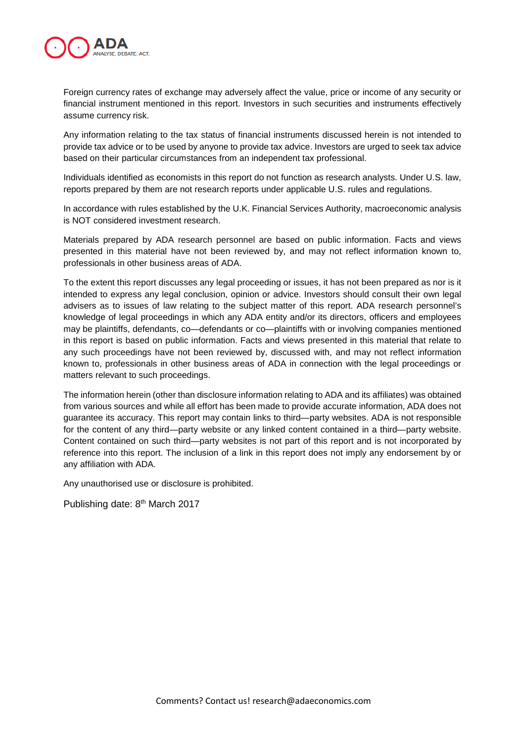Foreign currency rates of exchange may adversely affect the value, price or income of any security or financial instrument mentioned in this report. Investors in such securities and instruments effectively assume currency risk.

Any information relating to the tax status of financial instruments discussed herein is not intended to provide tax advice or to be used by anyone to provide tax advice. Investors are urged to seek tax advice based on their particular circumstances from an independent tax professional.

Individuals identified as economists in this report do not function as research analysts. Under U.S. law, reports prepared by them are not research reports under applicable U.S. rules and regulations.

In accordance with rules established by the U.K. Financial Services Authority, macroeconomic analysis is NOT considered investment research.

Materials prepared by ADA research personnel are based on public information. Facts and views presented in this material have not been reviewed by, and may not reflect information known to, professionals in other business areas of ADA.

To the extent this report discusses any legal proceeding or issues, it has not been prepared as nor is it intended to express any legal conclusion, opinion or advice. Investors should consult their own legal advisers as to issues of law relating to the subject matter of this report. ADA research personnel's knowledge of legal proceedings in which any ADA entity and/or its directors, officers and employees may be plaintiffs, defendants, co—defendants or co—plaintiffs with or involving companies mentioned in this report is based on public information. Facts and views presented in this material that relate to any such proceedings have not been reviewed by, discussed with, and may not reflect information known to, professionals in other business areas of ADA in connection with the legal proceedings or matters relevant to such proceedings.

The information herein (other than disclosure information relating to ADA and its affiliates) was obtained from various sources and while all effort has been made to provide accurate information, ADA does not guarantee its accuracy. This report may contain links to third—party websites. ADA is not responsible for the content of any third—party website or any linked content contained in a third—party website. Content contained on such third—party websites is not part of this report and is not incorporated by reference into this report. The inclusion of a link in this report does not imply any endorsement by or any affiliation with ADA.

Any unauthorised use or disclosure is prohibited.

Publishing date: 8th March 2017